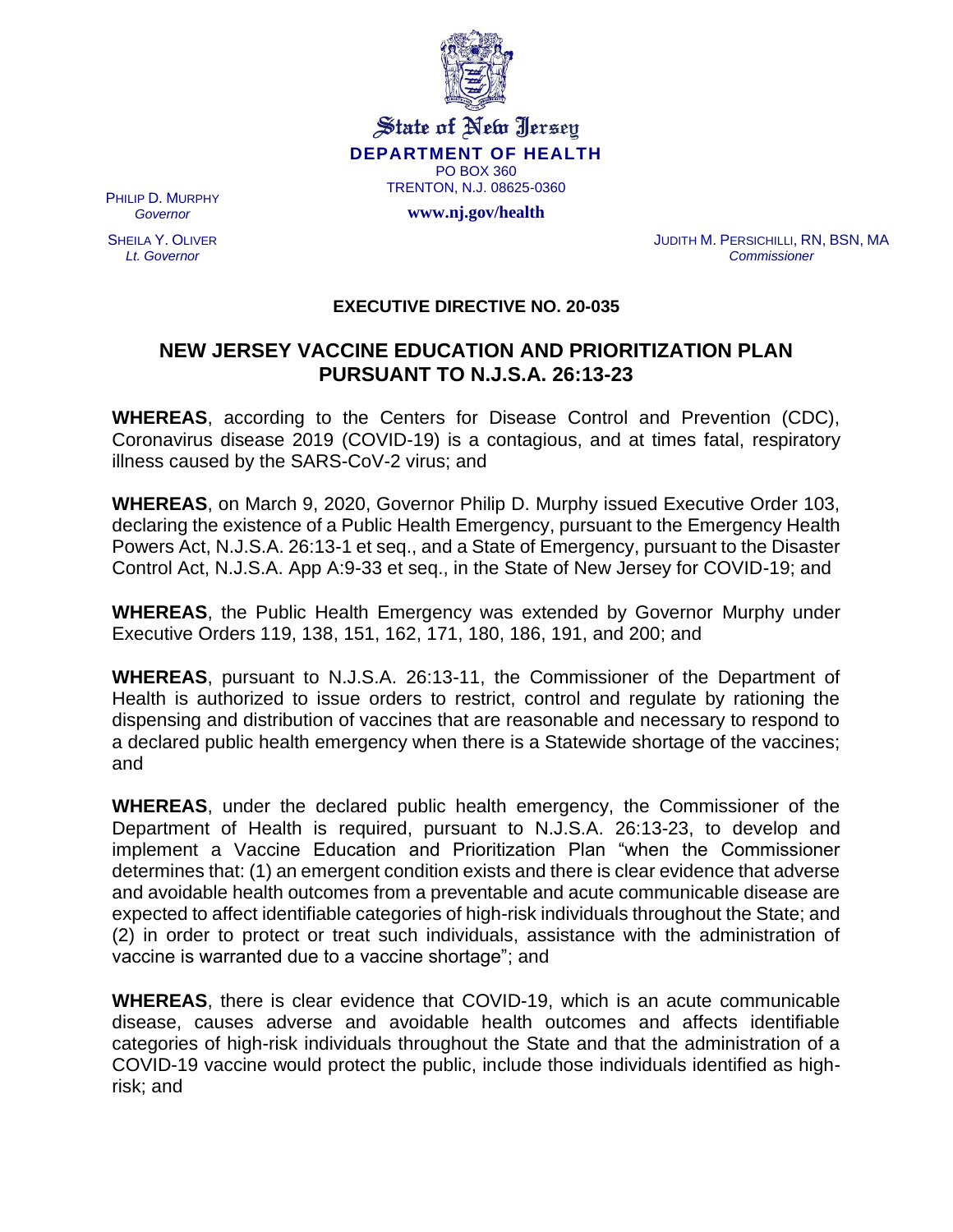State of New Jersey

**DEPARTMENT OF HEALTH**

PO BOX 360

TRENTON, N.J. 08625-0360

**www.nj.gov/health**

PHILIP D. MURPHY
*Governor*

SHEILA Y. OLIVER
*Lt. Governor*

JUDITH M. PERSICHILLI, RN, BSN, MA
*Commissioner*

## EXECUTIVE DIRECTIVE NO. 20-035

## NEW JERSEY VACCINE EDUCATION AND PRIORITIZATION PLAN PURSUANT TO N.J.S.A. 26:13-23

**WHEREAS**, according to the Centers for Disease Control and Prevention (CDC), Coronavirus disease 2019 (COVID-19) is a contagious, and at times fatal, respiratory illness caused by the SARS-CoV-2 virus; and

**WHEREAS**, on March 9, 2020, Governor Philip D. Murphy issued Executive Order 103, declaring the existence of a Public Health Emergency, pursuant to the Emergency Health Powers Act, N.J.S.A. 26:13-1 et seq., and a State of Emergency, pursuant to the Disaster Control Act, N.J.S.A. App A:9-33 et seq., in the State of New Jersey for COVID-19; and

**WHEREAS**, the Public Health Emergency was extended by Governor Murphy under Executive Orders 119, 138, 151, 162, 171, 180, 186, 191, and 200; and

**WHEREAS**, pursuant to N.J.S.A. 26:13-11, the Commissioner of the Department of Health is authorized to issue orders to restrict, control and regulate by rationing the dispensing and distribution of vaccines that are reasonable and necessary to respond to a declared public health emergency when there is a Statewide shortage of the vaccines; and

**WHEREAS**, under the declared public health emergency, the Commissioner of the Department of Health is required, pursuant to N.J.S.A. 26:13-23, to develop and implement a Vaccine Education and Prioritization Plan "when the Commissioner determines that: (1) an emergent condition exists and there is clear evidence that adverse and avoidable health outcomes from a preventable and acute communicable disease are expected to affect identifiable categories of high-risk individuals throughout the State; and (2) in order to protect or treat such individuals, assistance with the administration of vaccine is warranted due to a vaccine shortage"; and

**WHEREAS**, there is clear evidence that COVID-19, which is an acute communicable disease, causes adverse and avoidable health outcomes and affects identifiable categories of high-risk individuals throughout the State and that the administration of a COVID-19 vaccine would protect the public, include those individuals identified as high-risk; and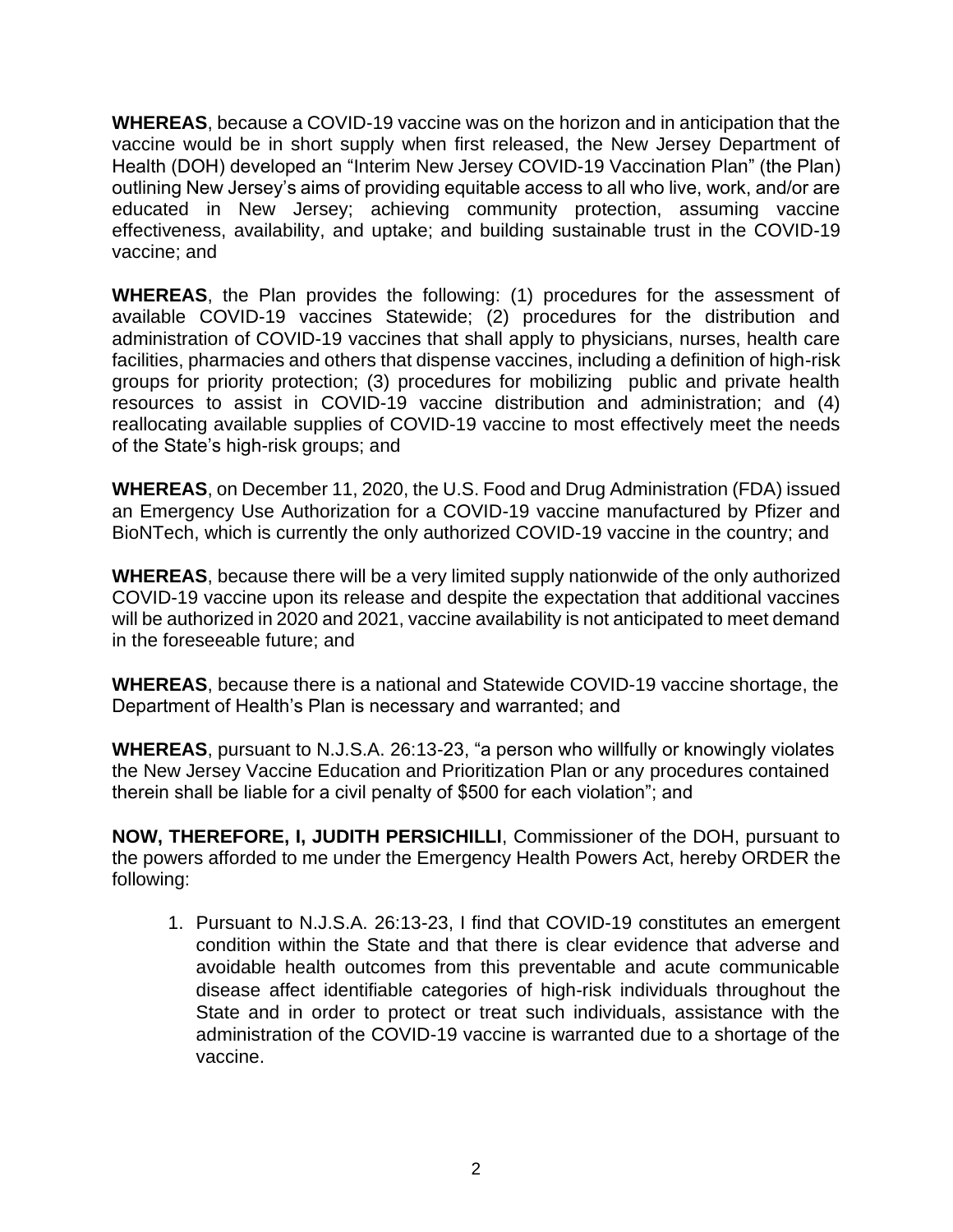**WHEREAS**, because a COVID-19 vaccine was on the horizon and in anticipation that the vaccine would be in short supply when first released, the New Jersey Department of Health (DOH) developed an "Interim New Jersey COVID-19 Vaccination Plan" (the Plan) outlining New Jersey's aims of providing equitable access to all who live, work, and/or are educated in New Jersey; achieving community protection, assuming vaccine effectiveness, availability, and uptake; and building sustainable trust in the COVID-19 vaccine; and

**WHEREAS**, the Plan provides the following: (1) procedures for the assessment of available COVID-19 vaccines Statewide; (2) procedures for the distribution and administration of COVID-19 vaccines that shall apply to physicians, nurses, health care facilities, pharmacies and others that dispense vaccines, including a definition of high-risk groups for priority protection; (3) procedures for mobilizing public and private health resources to assist in COVID-19 vaccine distribution and administration; and (4) reallocating available supplies of COVID-19 vaccine to most effectively meet the needs of the State's high-risk groups; and

**WHEREAS**, on December 11, 2020, the U.S. Food and Drug Administration (FDA) issued an Emergency Use Authorization for a COVID-19 vaccine manufactured by Pfizer and BioNTech, which is currently the only authorized COVID-19 vaccine in the country; and

**WHEREAS**, because there will be a very limited supply nationwide of the only authorized COVID-19 vaccine upon its release and despite the expectation that additional vaccines will be authorized in 2020 and 2021, vaccine availability is not anticipated to meet demand in the foreseeable future; and

**WHEREAS**, because there is a national and Statewide COVID-19 vaccine shortage, the Department of Health's Plan is necessary and warranted; and

**WHEREAS**, pursuant to N.J.S.A. 26:13-23, "a person who willfully or knowingly violates the New Jersey Vaccine Education and Prioritization Plan or any procedures contained therein shall be liable for a civil penalty of $500 for each violation"; and

**NOW, THEREFORE, I, JUDITH PERSICHILLI**, Commissioner of the DOH, pursuant to the powers afforded to me under the Emergency Health Powers Act, hereby ORDER the following:

1. Pursuant to N.J.S.A. 26:13-23, I find that COVID-19 constitutes an emergent condition within the State and that there is clear evidence that adverse and avoidable health outcomes from this preventable and acute communicable disease affect identifiable categories of high-risk individuals throughout the State and in order to protect or treat such individuals, assistance with the administration of the COVID-19 vaccine is warranted due to a shortage of the vaccine.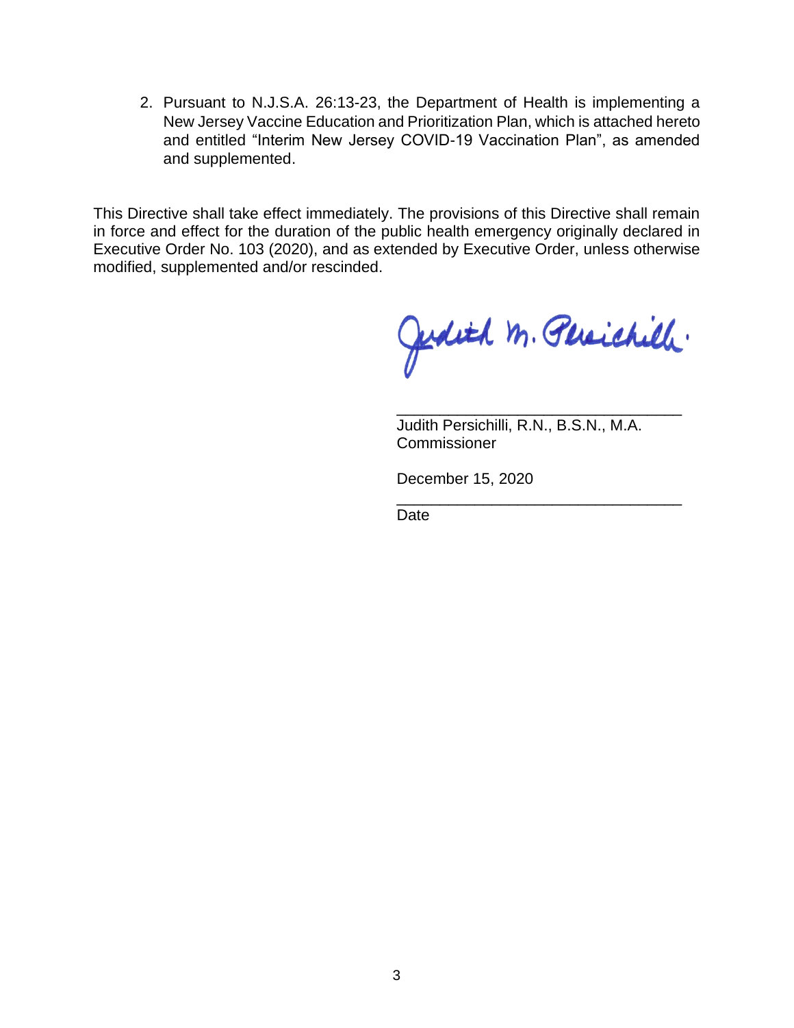2. Pursuant to N.J.S.A. 26:13-23, the Department of Health is implementing a New Jersey Vaccine Education and Prioritization Plan, which is attached hereto and entitled "Interim New Jersey COVID-19 Vaccination Plan", as amended and supplemented.

This Directive shall take effect immediately. The provisions of this Directive shall remain in force and effect for the duration of the public health emergency originally declared in Executive Order No. 103 (2020), and as extended by Executive Order, unless otherwise modified, supplemented and/or rescinded.

Judith M. Persichilli

_________________________________
Judith Persichilli, R.N., B.S.N., M.A.
Commissioner

December 15, 2020
_________________________________
Date